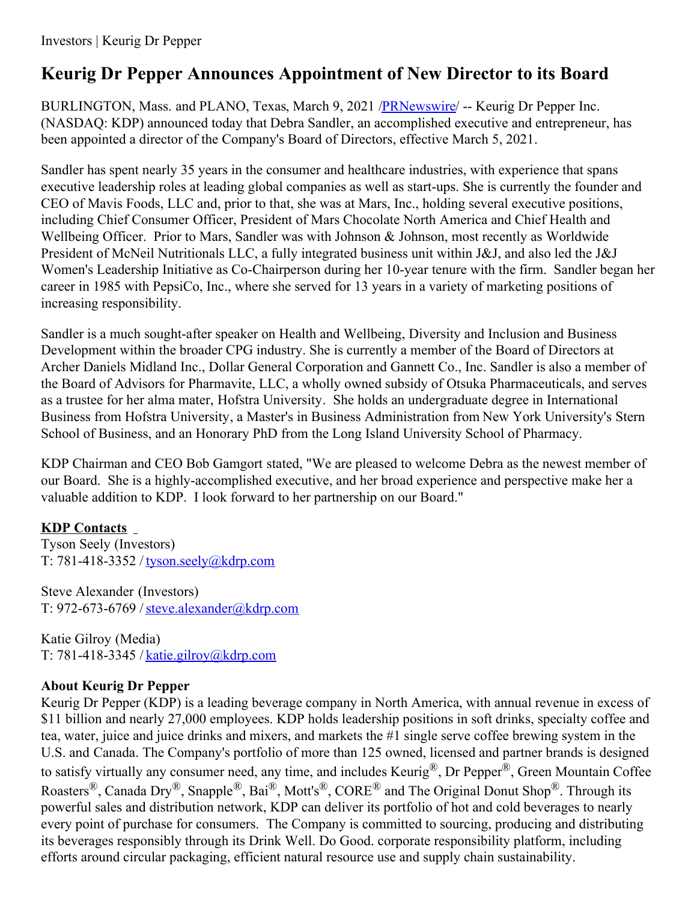Investors | Keurig Dr Pepper

# Keurig Dr Pepper Announces Appointment of New Director to its Board

BURLINGTON, Mass. and PLANO, Texas, March 9, 2021 /PRNewswire/ -- Keurig Dr Pepper Inc. (NASDAQ: KDP) announced today that Debra Sandler, an accomplished executive and entrepreneur, has been appointed a director of the Company's Board of Directors, effective March 5, 2021.

Sandler has spent nearly 35 years in the consumer and healthcare industries, with experience that spans executive leadership roles at leading global companies as well as start-ups. She is currently the founder and CEO of Mavis Foods, LLC and, prior to that, she was at Mars, Inc., holding several executive positions, including Chief Consumer Officer, President of Mars Chocolate North America and Chief Health and Wellbeing Officer. Prior to Mars, Sandler was with Johnson & Johnson, most recently as Worldwide President of McNeil Nutritionals LLC, a fully integrated business unit within J&J, and also led the J&J Women's Leadership Initiative as Co-Chairperson during her 10-year tenure with the firm. Sandler began her career in 1985 with PepsiCo, Inc., where she served for 13 years in a variety of marketing positions of increasing responsibility.

Sandler is a much sought-after speaker on Health and Wellbeing, Diversity and Inclusion and Business Development within the broader CPG industry. She is currently a member of the Board of Directors at Archer Daniels Midland Inc., Dollar General Corporation and Gannett Co., Inc. Sandler is also a member of the Board of Advisors for Pharmavite, LLC, a wholly owned subsidy of Otsuka Pharmaceuticals, and serves as a trustee for her alma mater, Hofstra University. She holds an undergraduate degree in International Business from Hofstra University, a Master's in Business Administration from New York University's Stern School of Business, and an Honorary PhD from the Long Island University School of Pharmacy.

KDP Chairman and CEO Bob Gamgort stated, "We are pleased to welcome Debra as the newest member of our Board. She is a highly-accomplished executive, and her broad experience and perspective make her a valuable addition to KDP. I look forward to her partnership on our Board."

**KDP Contacts**

Tyson Seely (Investors)
T: 781-418-3352 / tyson.seely@kdrp.com

Steve Alexander (Investors)
T: 972-673-6769 / steve.alexander@kdrp.com

Katie Gilroy (Media)
T: 781-418-3345 / katie.gilroy@kdrp.com

**About Keurig Dr Pepper**

Keurig Dr Pepper (KDP) is a leading beverage company in North America, with annual revenue in excess of $11 billion and nearly 27,000 employees. KDP holds leadership positions in soft drinks, specialty coffee and tea, water, juice and juice drinks and mixers, and markets the #1 single serve coffee brewing system in the U.S. and Canada. The Company's portfolio of more than 125 owned, licensed and partner brands is designed to satisfy virtually any consumer need, any time, and includes Keurig®, Dr Pepper®, Green Mountain Coffee Roasters®, Canada Dry®, Snapple®, Bai®, Mott's®, CORE® and The Original Donut Shop®. Through its powerful sales and distribution network, KDP can deliver its portfolio of hot and cold beverages to nearly every point of purchase for consumers. The Company is committed to sourcing, producing and distributing its beverages responsibly through its Drink Well. Do Good. corporate responsibility platform, including efforts around circular packaging, efficient natural resource use and supply chain sustainability.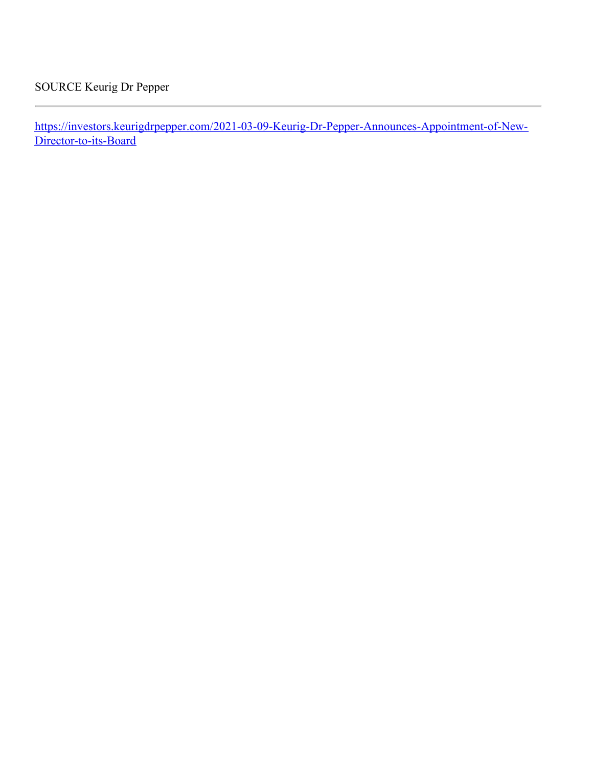SOURCE Keurig Dr Pepper

---

https://investors.keurigdrpepper.com/2021-03-09-Keurig-Dr-Pepper-Announces-Appointment-of-New-Director-to-its-Board